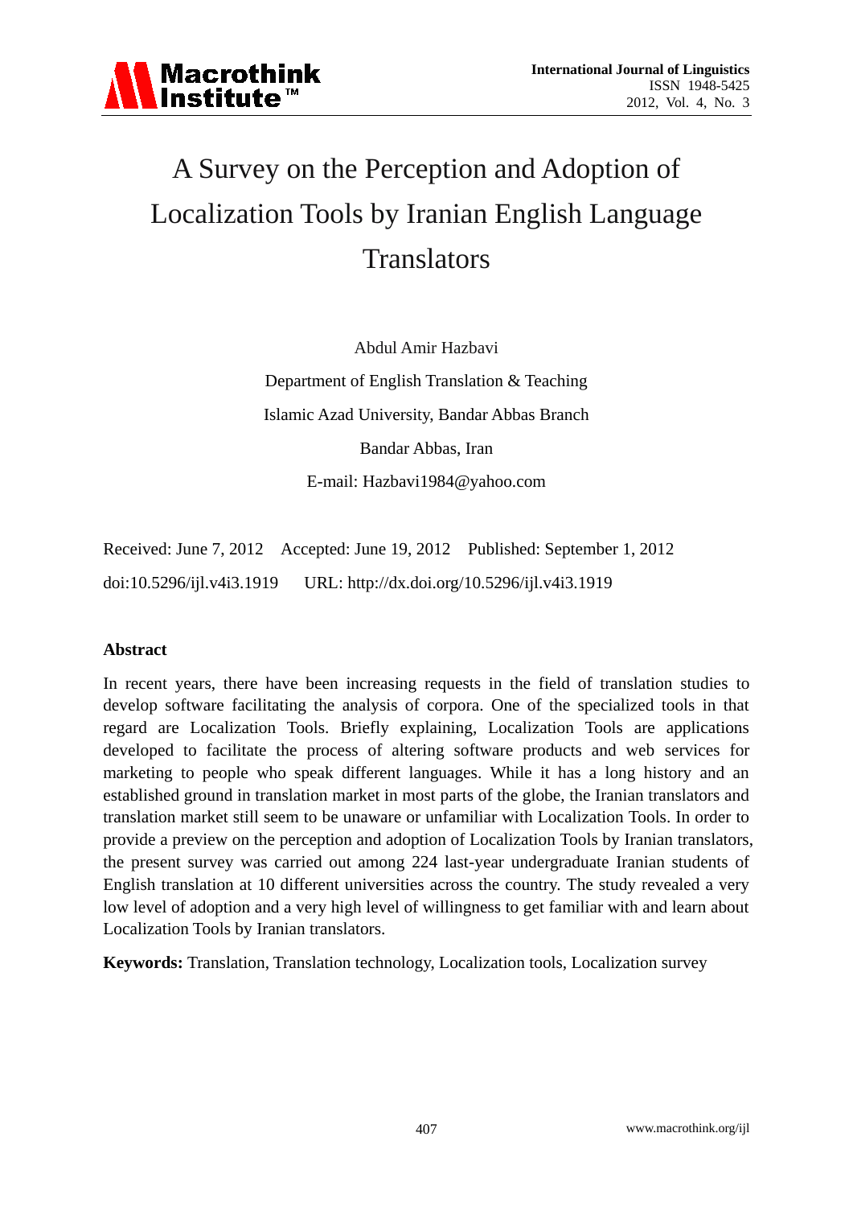# A Survey on the Perception and Adoption of Localization Tools by Iranian English Language Translators

Abdul Amir Hazbavi

Department of English Translation & Teaching

Islamic Azad University, Bandar Abbas Branch

Bandar Abbas, Iran

E-mail: Hazbavi1984@yahoo.com

Received: June 7, 2012 Accepted: June 19, 2012 Published: September 1, 2012

doi:10.5296/ijl.v4i3.1919 URL: http://dx.doi.org/10.5296/ijl.v4i3.1919

## Abstract

In recent years, there have been increasing requests in the field of translation studies to develop software facilitating the analysis of corpora. One of the specialized tools in that regard are Localization Tools. Briefly explaining, Localization Tools are applications developed to facilitate the process of altering software products and web services for marketing to people who speak different languages. While it has a long history and an established ground in translation market in most parts of the globe, the Iranian translators and translation market still seem to be unaware or unfamiliar with Localization Tools. In order to provide a preview on the perception and adoption of Localization Tools by Iranian translators, the present survey was carried out among 224 last-year undergraduate Iranian students of English translation at 10 different universities across the country. The study revealed a very low level of adoption and a very high level of willingness to get familiar with and learn about Localization Tools by Iranian translators.

**Keywords:** Translation, Translation technology, Localization tools, Localization survey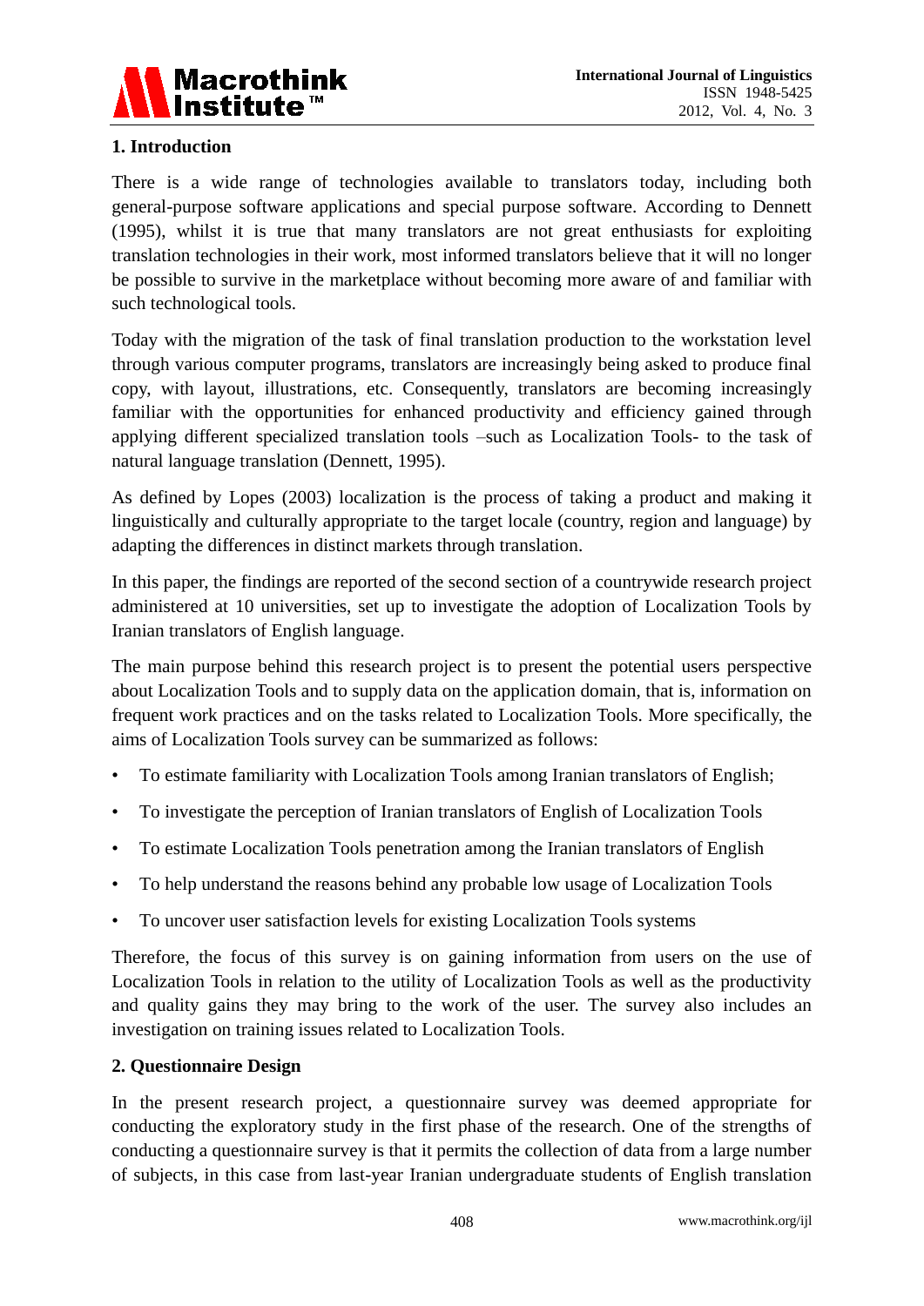## 1. Introduction

There is a wide range of technologies available to translators today, including both general-purpose software applications and special purpose software. According to Dennett (1995), whilst it is true that many translators are not great enthusiasts for exploiting translation technologies in their work, most informed translators believe that it will no longer be possible to survive in the marketplace without becoming more aware of and familiar with such technological tools.

Today with the migration of the task of final translation production to the workstation level through various computer programs, translators are increasingly being asked to produce final copy, with layout, illustrations, etc. Consequently, translators are becoming increasingly familiar with the opportunities for enhanced productivity and efficiency gained through applying different specialized translation tools –such as Localization Tools- to the task of natural language translation (Dennett, 1995).

As defined by Lopes (2003) localization is the process of taking a product and making it linguistically and culturally appropriate to the target locale (country, region and language) by adapting the differences in distinct markets through translation.

In this paper, the findings are reported of the second section of a countrywide research project administered at 10 universities, set up to investigate the adoption of Localization Tools by Iranian translators of English language.

The main purpose behind this research project is to present the potential users perspective about Localization Tools and to supply data on the application domain, that is, information on frequent work practices and on the tasks related to Localization Tools. More specifically, the aims of Localization Tools survey can be summarized as follows:

- To estimate familiarity with Localization Tools among Iranian translators of English;
- To investigate the perception of Iranian translators of English of Localization Tools
- To estimate Localization Tools penetration among the Iranian translators of English
- To help understand the reasons behind any probable low usage of Localization Tools
- To uncover user satisfaction levels for existing Localization Tools systems

Therefore, the focus of this survey is on gaining information from users on the use of Localization Tools in relation to the utility of Localization Tools as well as the productivity and quality gains they may bring to the work of the user. The survey also includes an investigation on training issues related to Localization Tools.

## 2. Questionnaire Design

In the present research project, a questionnaire survey was deemed appropriate for conducting the exploratory study in the first phase of the research. One of the strengths of conducting a questionnaire survey is that it permits the collection of data from a large number of subjects, in this case from last-year Iranian undergraduate students of English translation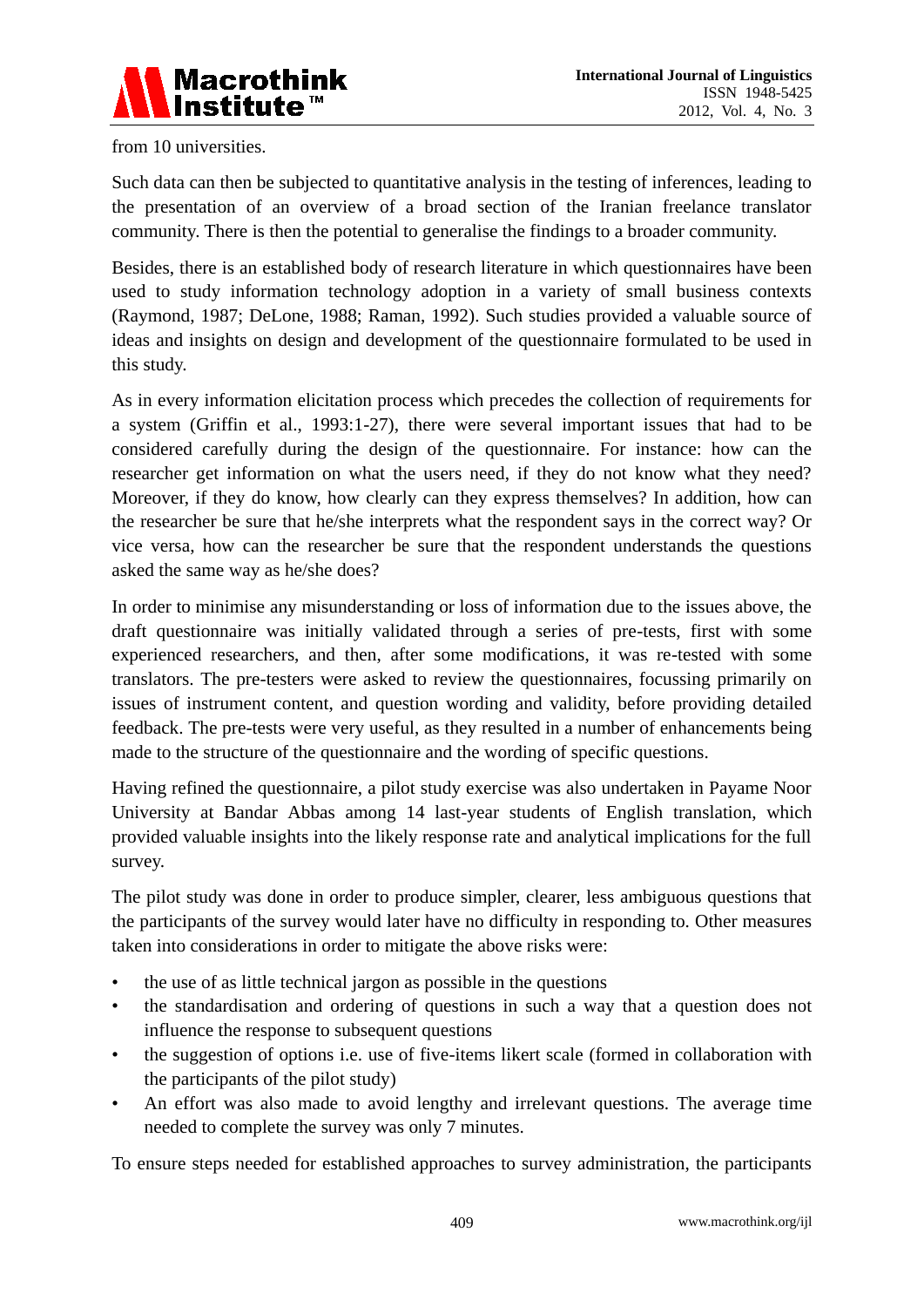from 10 universities.

Such data can then be subjected to quantitative analysis in the testing of inferences, leading to the presentation of an overview of a broad section of the Iranian freelance translator community. There is then the potential to generalise the findings to a broader community.

Besides, there is an established body of research literature in which questionnaires have been used to study information technology adoption in a variety of small business contexts (Raymond, 1987; DeLone, 1988; Raman, 1992). Such studies provided a valuable source of ideas and insights on design and development of the questionnaire formulated to be used in this study.

As in every information elicitation process which precedes the collection of requirements for a system (Griffin et al., 1993:1-27), there were several important issues that had to be considered carefully during the design of the questionnaire. For instance: how can the researcher get information on what the users need, if they do not know what they need? Moreover, if they do know, how clearly can they express themselves? In addition, how can the researcher be sure that he/she interprets what the respondent says in the correct way? Or vice versa, how can the researcher be sure that the respondent understands the questions asked the same way as he/she does?

In order to minimise any misunderstanding or loss of information due to the issues above, the draft questionnaire was initially validated through a series of pre-tests, first with some experienced researchers, and then, after some modifications, it was re-tested with some translators. The pre-testers were asked to review the questionnaires, focussing primarily on issues of instrument content, and question wording and validity, before providing detailed feedback. The pre-tests were very useful, as they resulted in a number of enhancements being made to the structure of the questionnaire and the wording of specific questions.

Having refined the questionnaire, a pilot study exercise was also undertaken in Payame Noor University at Bandar Abbas among 14 last-year students of English translation, which provided valuable insights into the likely response rate and analytical implications for the full survey.

The pilot study was done in order to produce simpler, clearer, less ambiguous questions that the participants of the survey would later have no difficulty in responding to. Other measures taken into considerations in order to mitigate the above risks were:

- the use of as little technical jargon as possible in the questions
- the standardisation and ordering of questions in such a way that a question does not influence the response to subsequent questions
- the suggestion of options i.e. use of five-items likert scale (formed in collaboration with the participants of the pilot study)
- An effort was also made to avoid lengthy and irrelevant questions. The average time needed to complete the survey was only 7 minutes.

To ensure steps needed for established approaches to survey administration, the participants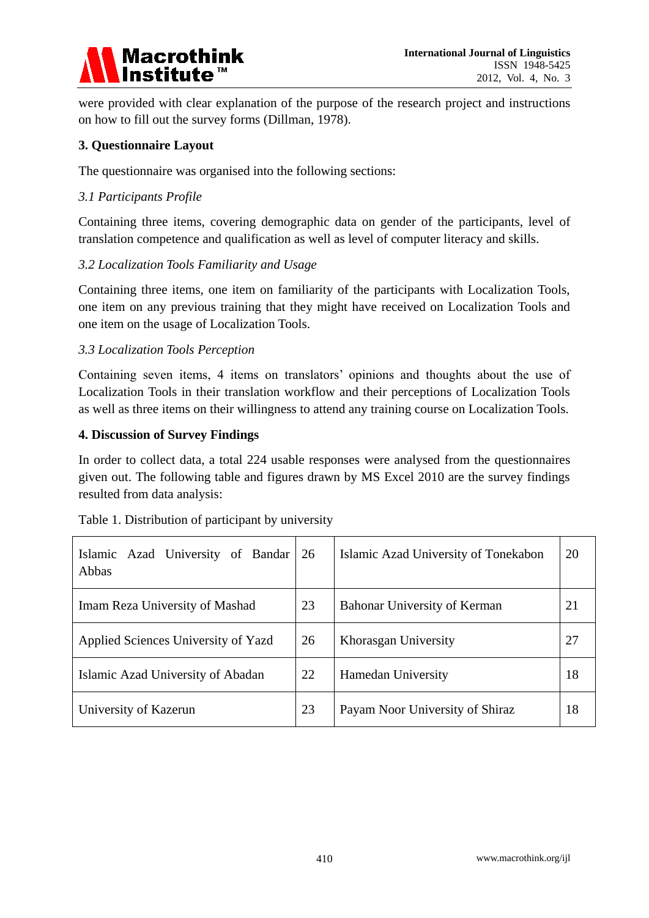were provided with clear explanation of the purpose of the research project and instructions on how to fill out the survey forms (Dillman, 1978).

## 3. Questionnaire Layout

The questionnaire was organised into the following sections:

### *3.1 Participants Profile*

Containing three items, covering demographic data on gender of the participants, level of translation competence and qualification as well as level of computer literacy and skills.

### *3.2 Localization Tools Familiarity and Usage*

Containing three items, one item on familiarity of the participants with Localization Tools, one item on any previous training that they might have received on Localization Tools and one item on the usage of Localization Tools.

### *3.3 Localization Tools Perception*

Containing seven items, 4 items on translators' opinions and thoughts about the use of Localization Tools in their translation workflow and their perceptions of Localization Tools as well as three items on their willingness to attend any training course on Localization Tools.

## 4. Discussion of Survey Findings

In order to collect data, a total 224 usable responses were analysed from the questionnaires given out. The following table and figures drawn by MS Excel 2010 are the survey findings resulted from data analysis:

Table 1. Distribution of participant by university

| | | | |
|---|---|---|---|
| Islamic Azad University of Bandar Abbas | 26 | Islamic Azad University of Tonekabon | 20 |
| Imam Reza University of Mashad | 23 | Bahonar University of Kerman | 21 |
| Applied Sciences University of Yazd | 26 | Khorasgan University | 27 |
| Islamic Azad University of Abadan | 22 | Hamedan University | 18 |
| University of Kazerun | 23 | Payam Noor University of Shiraz | 18 |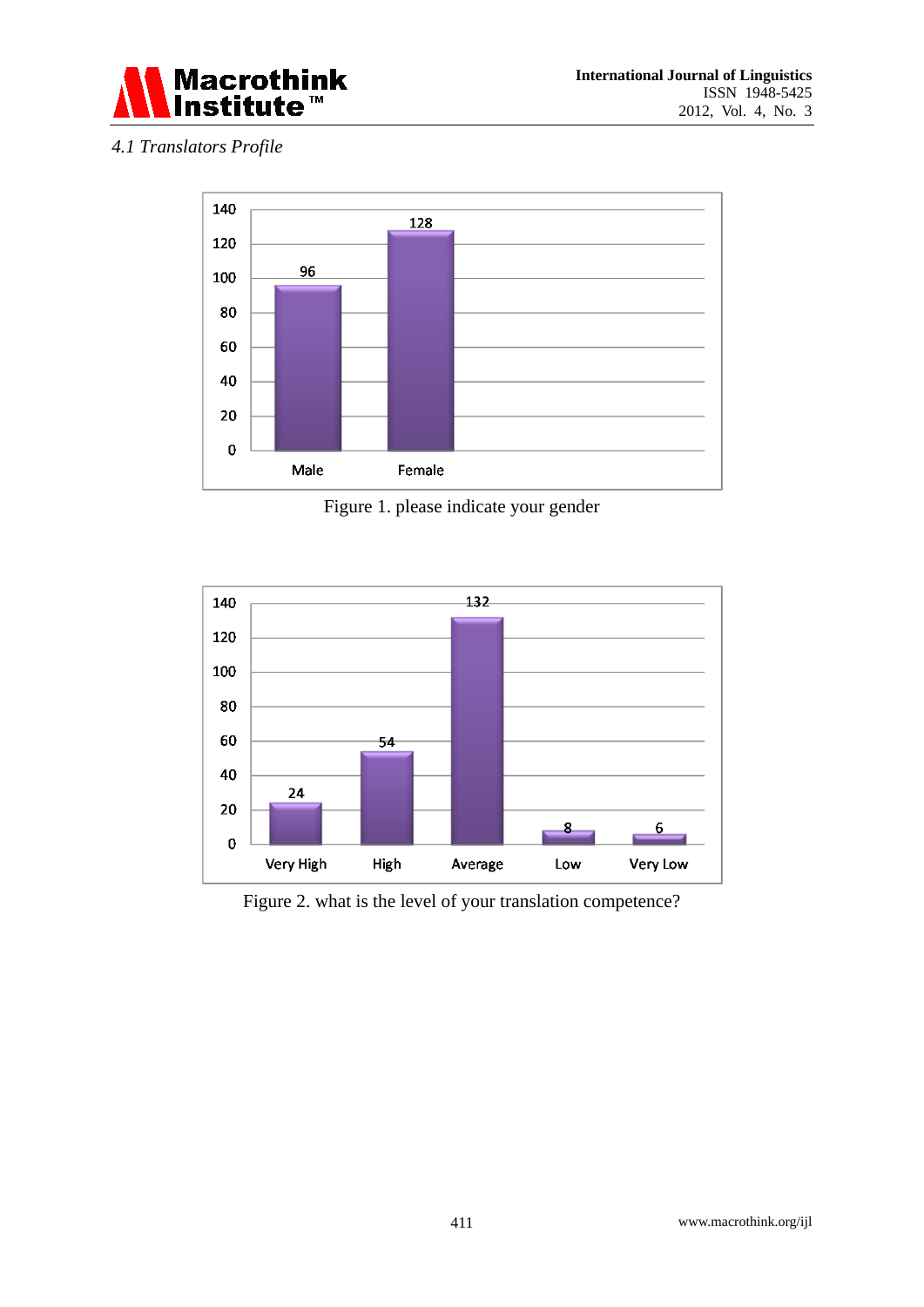*4.1 Translators Profile*

| | Male | Female |
|---|---|---|
| Count | 96 | 128 |

Figure 1. please indicate your gender

| | Very High | High | Average | Low | Very Low |
|---|---|---|---|---|---|
| Count | 24 | 54 | 132 | 8 | 6 |

Figure 2. what is the level of your translation competence?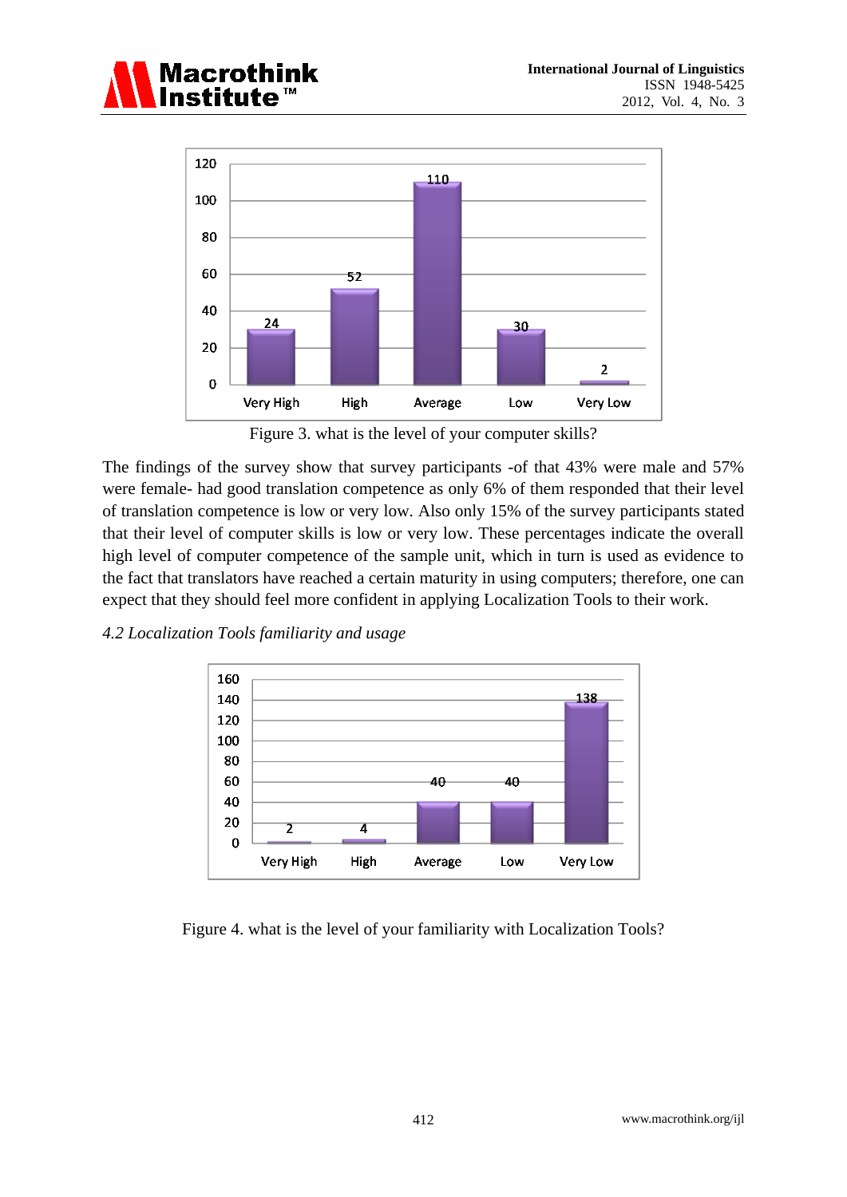Figure 3. what is the level of your computer skills?

The findings of the survey show that survey participants -of that 43% were male and 57% were female- had good translation competence as only 6% of them responded that their level of translation competence is low or very low. Also only 15% of the survey participants stated that their level of computer skills is low or very low. These percentages indicate the overall high level of computer competence of the sample unit, which in turn is used as evidence to the fact that translators have reached a certain maturity in using computers; therefore, one can expect that they should feel more confident in applying Localization Tools to their work.

*4.2 Localization Tools familiarity and usage*

Figure 4. what is the level of your familiarity with Localization Tools?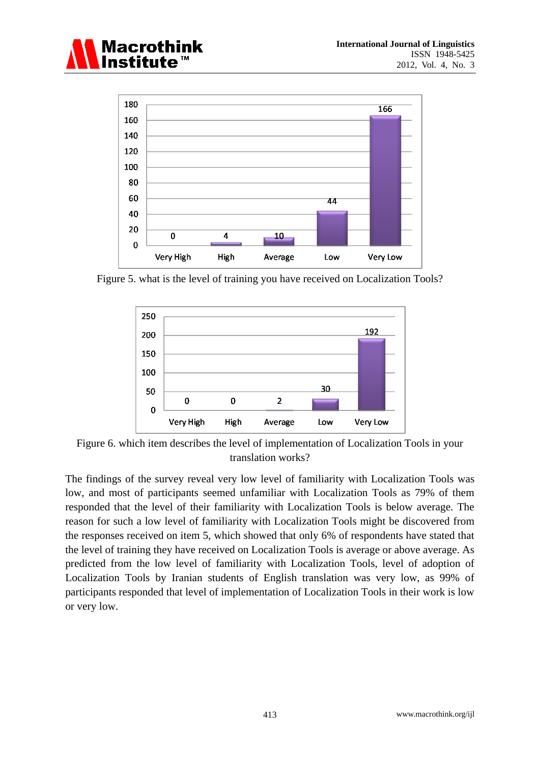Figure 5. what is the level of training you have received on Localization Tools?

Figure 6. which item describes the level of implementation of Localization Tools in your translation works?

The findings of the survey reveal very low level of familiarity with Localization Tools was low, and most of participants seemed unfamiliar with Localization Tools as 79% of them responded that the level of their familiarity with Localization Tools is below average. The reason for such a low level of familiarity with Localization Tools might be discovered from the responses received on item 5, which showed that only 6% of respondents have stated that the level of training they have received on Localization Tools is average or above average. As predicted from the low level of familiarity with Localization Tools, level of adoption of Localization Tools by Iranian students of English translation was very low, as 99% of participants responded that level of implementation of Localization Tools in their work is low or very low.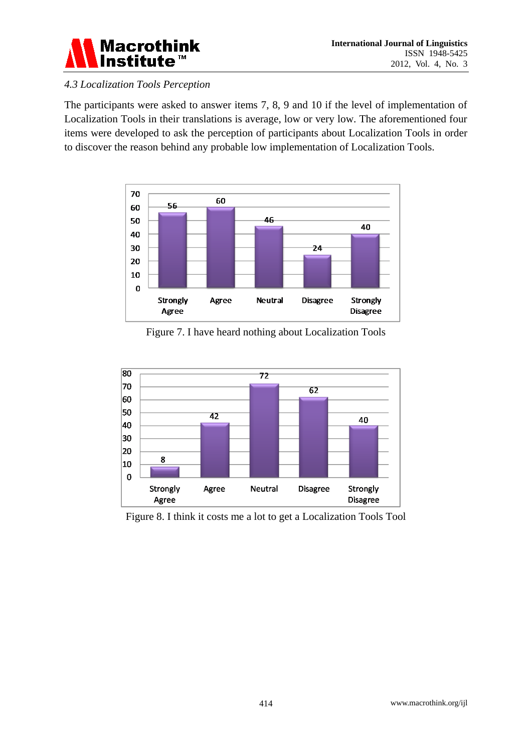*4.3 Localization Tools Perception*

The participants were asked to answer items 7, 8, 9 and 10 if the level of implementation of Localization Tools in their translations is average, low or very low. The aforementioned four items were developed to ask the perception of participants about Localization Tools in order to discover the reason behind any probable low implementation of Localization Tools.

Figure 7. I have heard nothing about Localization Tools

Figure 8. I think it costs me a lot to get a Localization Tools Tool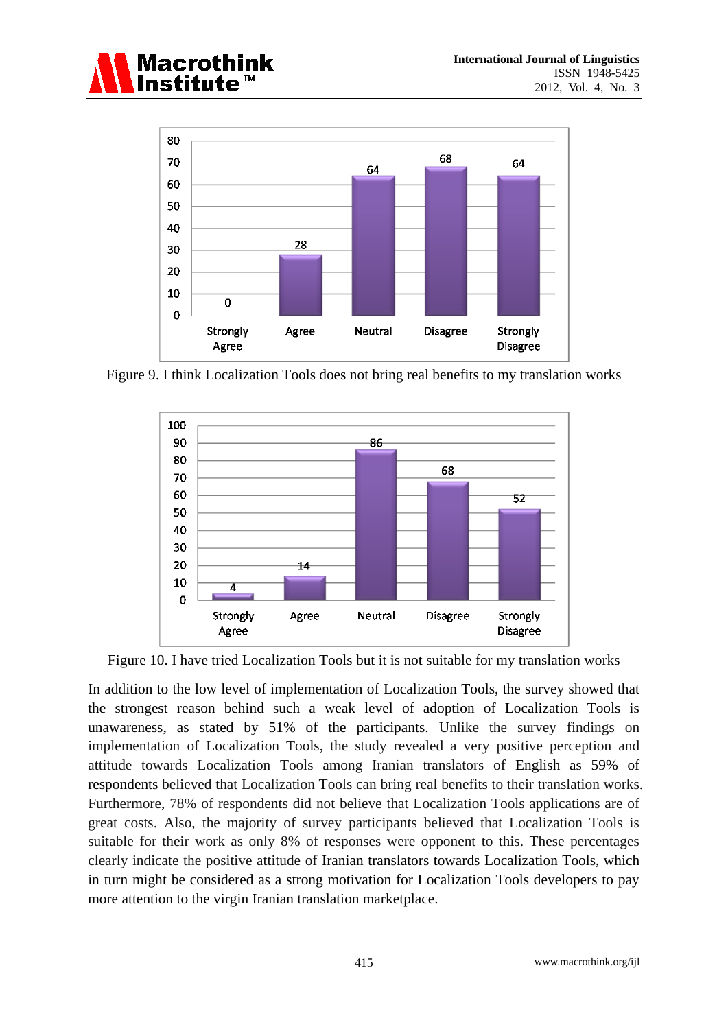Figure 9. I think Localization Tools does not bring real benefits to my translation works

Figure 10. I have tried Localization Tools but it is not suitable for my translation works

In addition to the low level of implementation of Localization Tools, the survey showed that the strongest reason behind such a weak level of adoption of Localization Tools is unawareness, as stated by 51% of the participants. Unlike the survey findings on implementation of Localization Tools, the study revealed a very positive perception and attitude towards Localization Tools among Iranian translators of English as 59% of respondents believed that Localization Tools can bring real benefits to their translation works. Furthermore, 78% of respondents did not believe that Localization Tools applications are of great costs. Also, the majority of survey participants believed that Localization Tools is suitable for their work as only 8% of responses were opponent to this. These percentages clearly indicate the positive attitude of Iranian translators towards Localization Tools, which in turn might be considered as a strong motivation for Localization Tools developers to pay more attention to the virgin Iranian translation marketplace.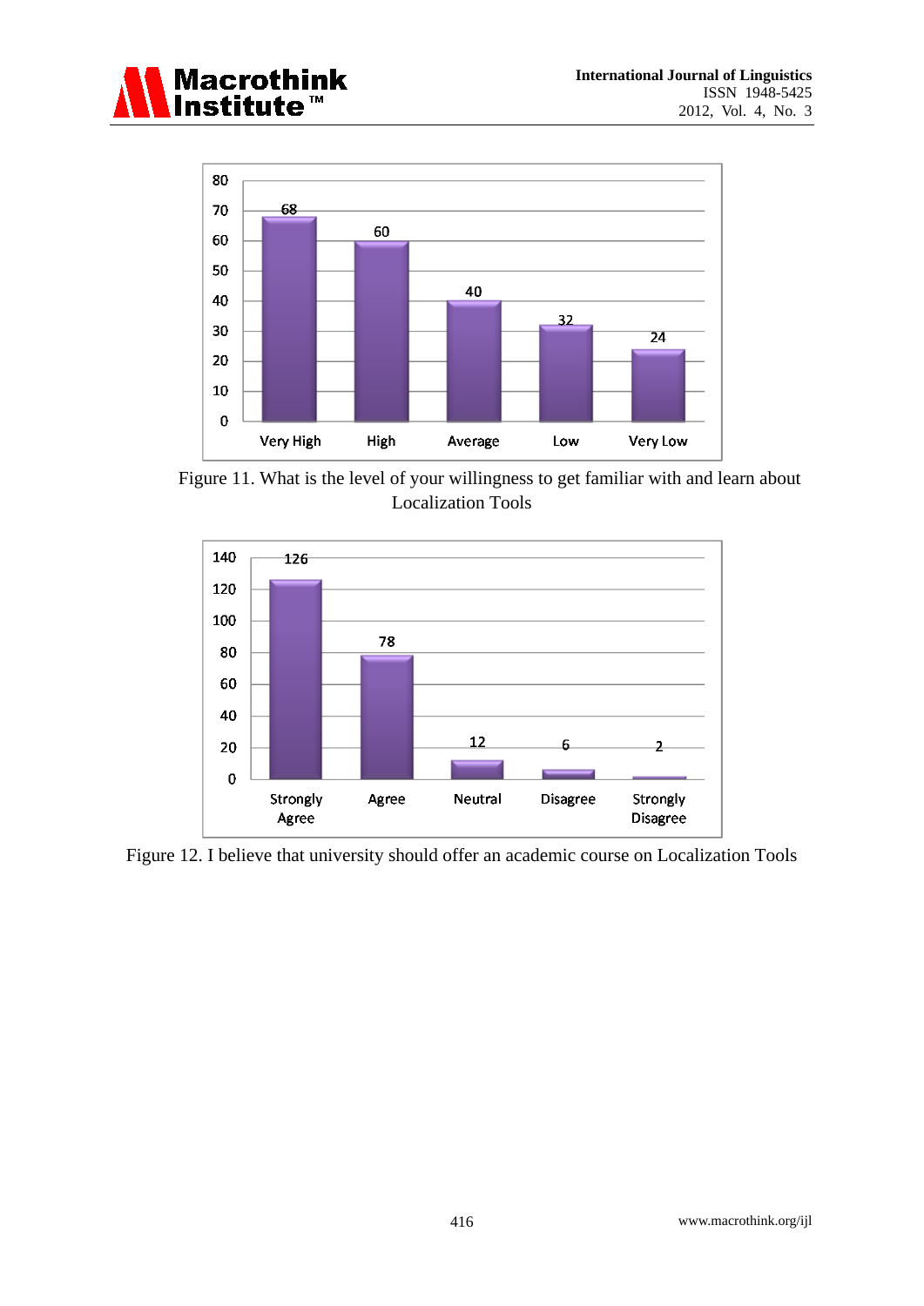| Very High | High | Average | Low | Very Low |
|---|---|---|---|---|
| 68 | 60 | 40 | 32 | 24 |

Figure 11. What is the level of your willingness to get familiar with and learn about Localization Tools

| Strongly Agree | Agree | Neutral | Disagree | Strongly Disagree |
|---|---|---|---|---|
| 126 | 78 | 12 | 6 | 2 |

Figure 12. I believe that university should offer an academic course on Localization Tools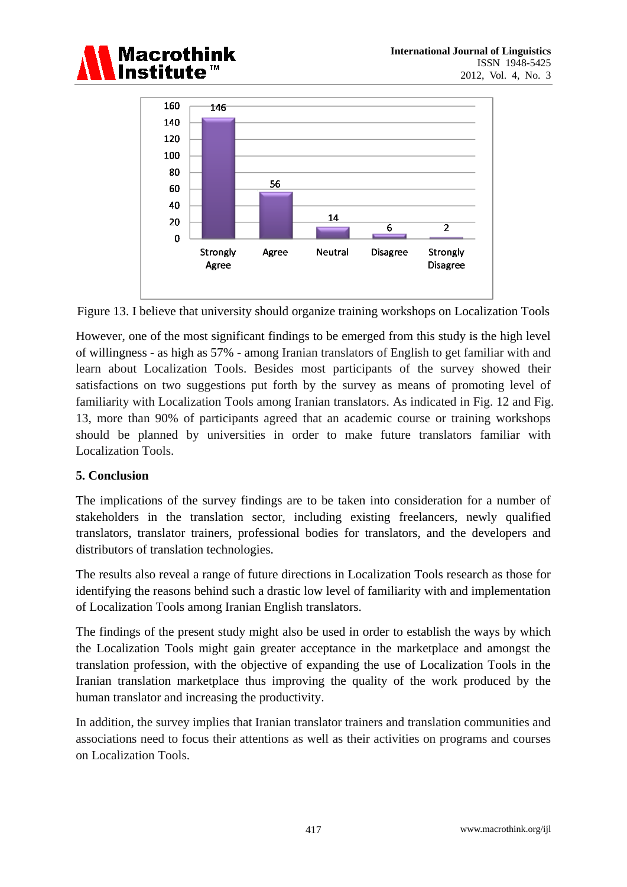| Strongly Agree | Agree | Neutral | Disagree | Strongly Disagree |
|---|---|---|---|---|
| 146 | 56 | 14 | 6 | 2 |

Figure 13. I believe that university should organize training workshops on Localization Tools

However, one of the most significant findings to be emerged from this study is the high level of willingness - as high as 57% - among Iranian translators of English to get familiar with and learn about Localization Tools. Besides most participants of the survey showed their satisfactions on two suggestions put forth by the survey as means of promoting level of familiarity with Localization Tools among Iranian translators. As indicated in Fig. 12 and Fig. 13, more than 90% of participants agreed that an academic course or training workshops should be planned by universities in order to make future translators familiar with Localization Tools.

## 5. Conclusion

The implications of the survey findings are to be taken into consideration for a number of stakeholders in the translation sector, including existing freelancers, newly qualified translators, translator trainers, professional bodies for translators, and the developers and distributors of translation technologies.

The results also reveal a range of future directions in Localization Tools research as those for identifying the reasons behind such a drastic low level of familiarity with and implementation of Localization Tools among Iranian English translators.

The findings of the present study might also be used in order to establish the ways by which the Localization Tools might gain greater acceptance in the marketplace and amongst the translation profession, with the objective of expanding the use of Localization Tools in the Iranian translation marketplace thus improving the quality of the work produced by the human translator and increasing the productivity.

In addition, the survey implies that Iranian translator trainers and translation communities and associations need to focus their attentions as well as their activities on programs and courses on Localization Tools.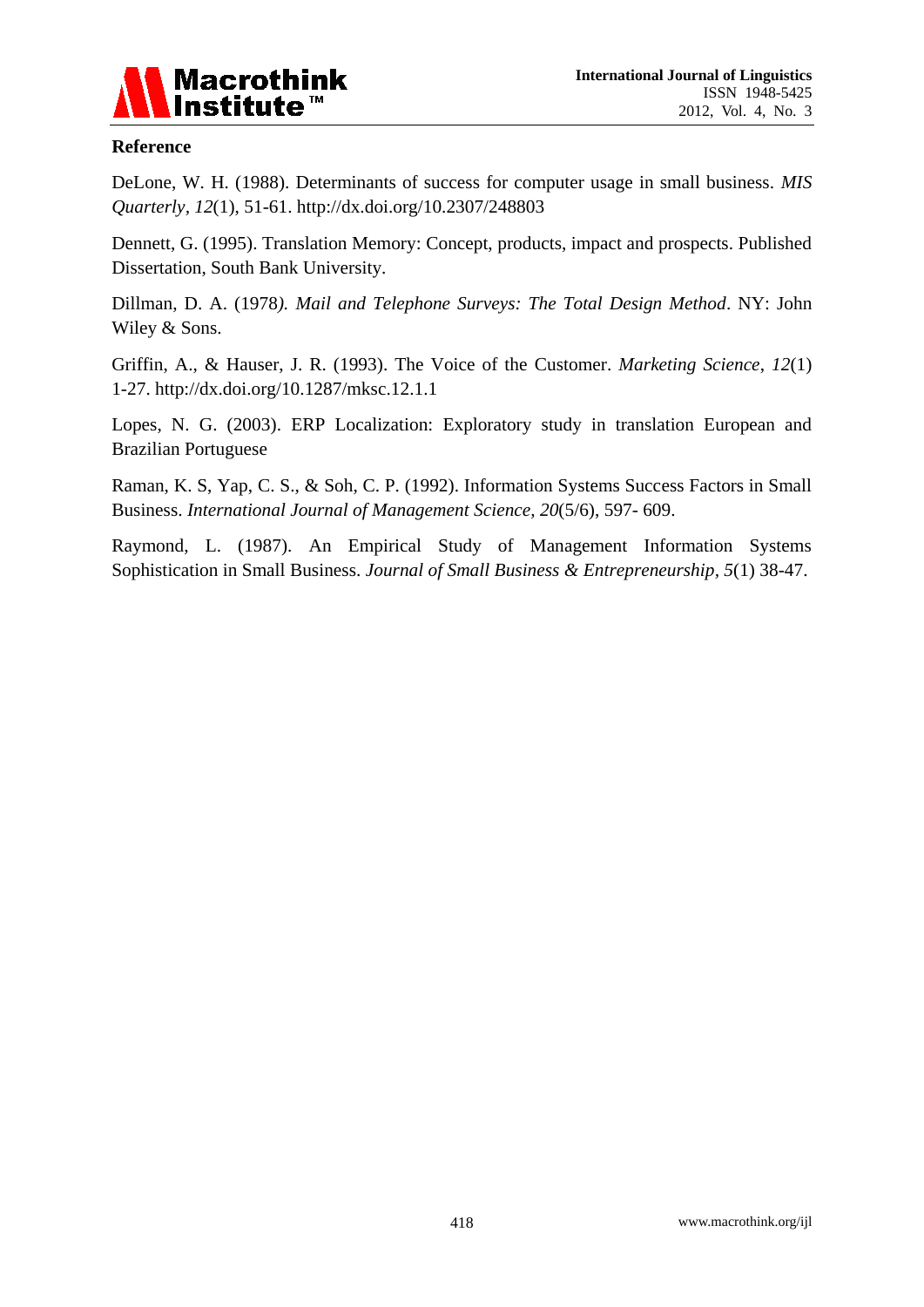## Reference

DeLone, W. H. (1988). Determinants of success for computer usage in small business. *MIS Quarterly, 12*(1), 51-61. http://dx.doi.org/10.2307/248803

Dennett, G. (1995). Translation Memory: Concept, products, impact and prospects. Published Dissertation, South Bank University.

Dillman, D. A. (1978*). Mail and Telephone Surveys: The Total Design Method*. NY: John Wiley & Sons.

Griffin, A., & Hauser, J. R. (1993). The Voice of the Customer. *Marketing Science*, *12*(1) 1-27. http://dx.doi.org/10.1287/mksc.12.1.1

Lopes, N. G. (2003). ERP Localization: Exploratory study in translation European and Brazilian Portuguese

Raman, K. S, Yap, C. S., & Soh, C. P. (1992). Information Systems Success Factors in Small Business. *International Journal of Management Science, 20*(5/6), 597- 609.

Raymond, L. (1987). An Empirical Study of Management Information Systems Sophistication in Small Business. *Journal of Small Business & Entrepreneurship, 5*(1) 38-47.